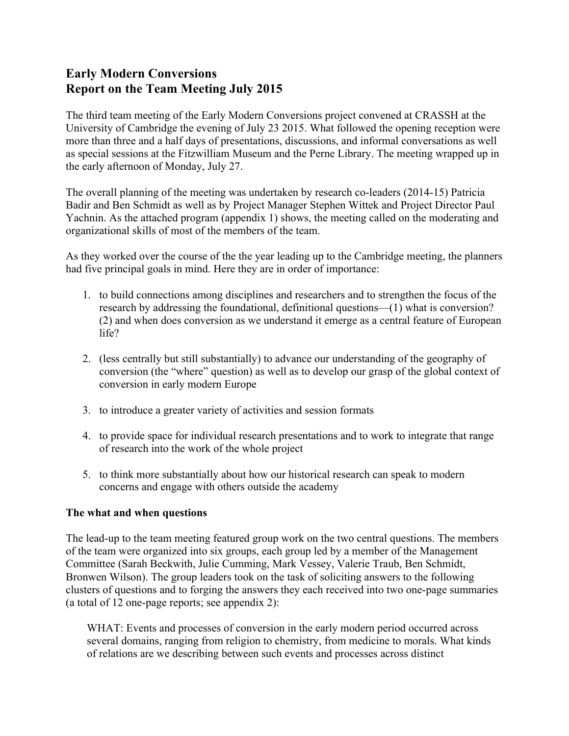# Early Modern Conversions
# Report on the Team Meeting July 2015

The third team meeting of the Early Modern Conversions project convened at CRASSH at the University of Cambridge the evening of July 23 2015. What followed the opening reception were more than three and a half days of presentations, discussions, and informal conversations as well as special sessions at the Fitzwilliam Museum and the Perne Library. The meeting wrapped up in the early afternoon of Monday, July 27.

The overall planning of the meeting was undertaken by research co-leaders (2014-15) Patricia Badir and Ben Schmidt as well as by Project Manager Stephen Wittek and Project Director Paul Yachnin. As the attached program (appendix 1) shows, the meeting called on the moderating and organizational skills of most of the members of the team.

As they worked over the course of the the year leading up to the Cambridge meeting, the planners had five principal goals in mind. Here they are in order of importance:

1. to build connections among disciplines and researchers and to strengthen the focus of the research by addressing the foundational, definitional questions—(1) what is conversion? (2) and when does conversion as we understand it emerge as a central feature of European life?

2. (less centrally but still substantially) to advance our understanding of the geography of conversion (the "where" question) as well as to develop our grasp of the global context of conversion in early modern Europe

3. to introduce a greater variety of activities and session formats

4. to provide space for individual research presentations and to work to integrate that range of research into the work of the whole project

5. to think more substantially about how our historical research can speak to modern concerns and engage with others outside the academy

**The what and when questions**

The lead-up to the team meeting featured group work on the two central questions. The members of the team were organized into six groups, each group led by a member of the Management Committee (Sarah Beckwith, Julie Cumming, Mark Vessey, Valerie Traub, Ben Schmidt, Bronwen Wilson). The group leaders took on the task of soliciting answers to the following clusters of questions and to forging the answers they each received into two one-page summaries (a total of 12 one-page reports; see appendix 2):

> WHAT: Events and processes of conversion in the early modern period occurred across several domains, ranging from religion to chemistry, from medicine to morals. What kinds of relations are we describing between such events and processes across distinct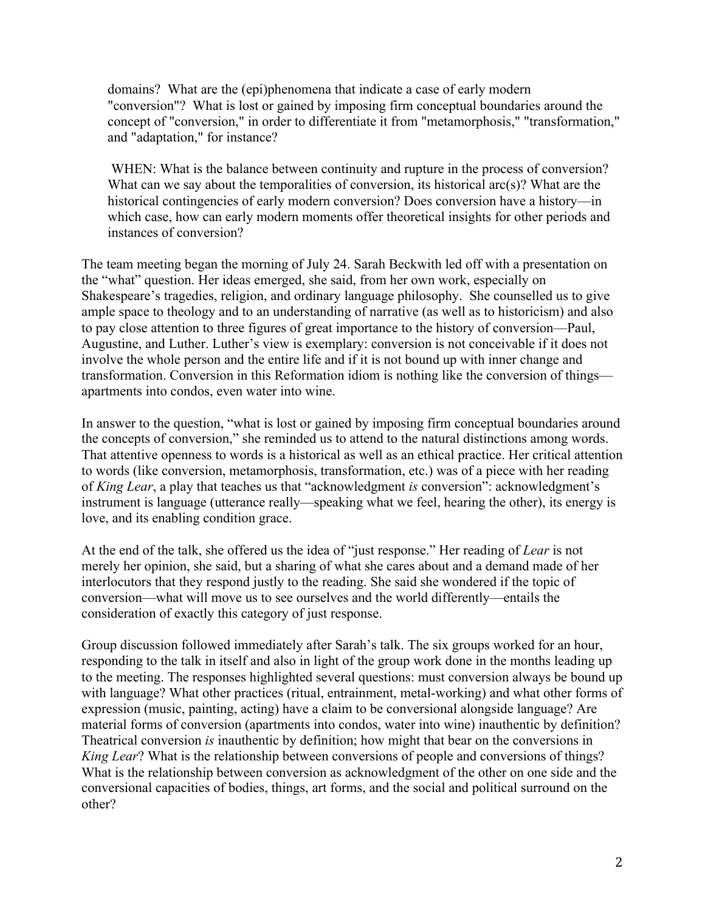domains? What are the (epi)phenomena that indicate a case of early modern "conversion"? What is lost or gained by imposing firm conceptual boundaries around the concept of "conversion," in order to differentiate it from "metamorphosis," "transformation," and "adaptation," for instance?

WHEN: What is the balance between continuity and rupture in the process of conversion? What can we say about the temporalities of conversion, its historical arc(s)? What are the historical contingencies of early modern conversion? Does conversion have a history—in which case, how can early modern moments offer theoretical insights for other periods and instances of conversion?

The team meeting began the morning of July 24. Sarah Beckwith led off with a presentation on the "what" question. Her ideas emerged, she said, from her own work, especially on Shakespeare's tragedies, religion, and ordinary language philosophy. She counselled us to give ample space to theology and to an understanding of narrative (as well as to historicism) and also to pay close attention to three figures of great importance to the history of conversion—Paul, Augustine, and Luther. Luther's view is exemplary: conversion is not conceivable if it does not involve the whole person and the entire life and if it is not bound up with inner change and transformation. Conversion in this Reformation idiom is nothing like the conversion of things—apartments into condos, even water into wine.

In answer to the question, "what is lost or gained by imposing firm conceptual boundaries around the concepts of conversion," she reminded us to attend to the natural distinctions among words. That attentive openness to words is a historical as well as an ethical practice. Her critical attention to words (like conversion, metamorphosis, transformation, etc.) was of a piece with her reading of *King Lear*, a play that teaches us that "acknowledgment *is* conversion": acknowledgment's instrument is language (utterance really—speaking what we feel, hearing the other), its energy is love, and its enabling condition grace.

At the end of the talk, she offered us the idea of "just response." Her reading of *Lear* is not merely her opinion, she said, but a sharing of what she cares about and a demand made of her interlocutors that they respond justly to the reading. She said she wondered if the topic of conversion—what will move us to see ourselves and the world differently—entails the consideration of exactly this category of just response.

Group discussion followed immediately after Sarah's talk. The six groups worked for an hour, responding to the talk in itself and also in light of the group work done in the months leading up to the meeting. The responses highlighted several questions: must conversion always be bound up with language? What other practices (ritual, entrainment, metal-working) and what other forms of expression (music, painting, acting) have a claim to be conversional alongside language? Are material forms of conversion (apartments into condos, water into wine) inauthentic by definition? Theatrical conversion *is* inauthentic by definition; how might that bear on the conversions in *King Lear*? What is the relationship between conversions of people and conversions of things? What is the relationship between conversion as acknowledgment of the other on one side and the conversional capacities of bodies, things, art forms, and the social and political surround on the other?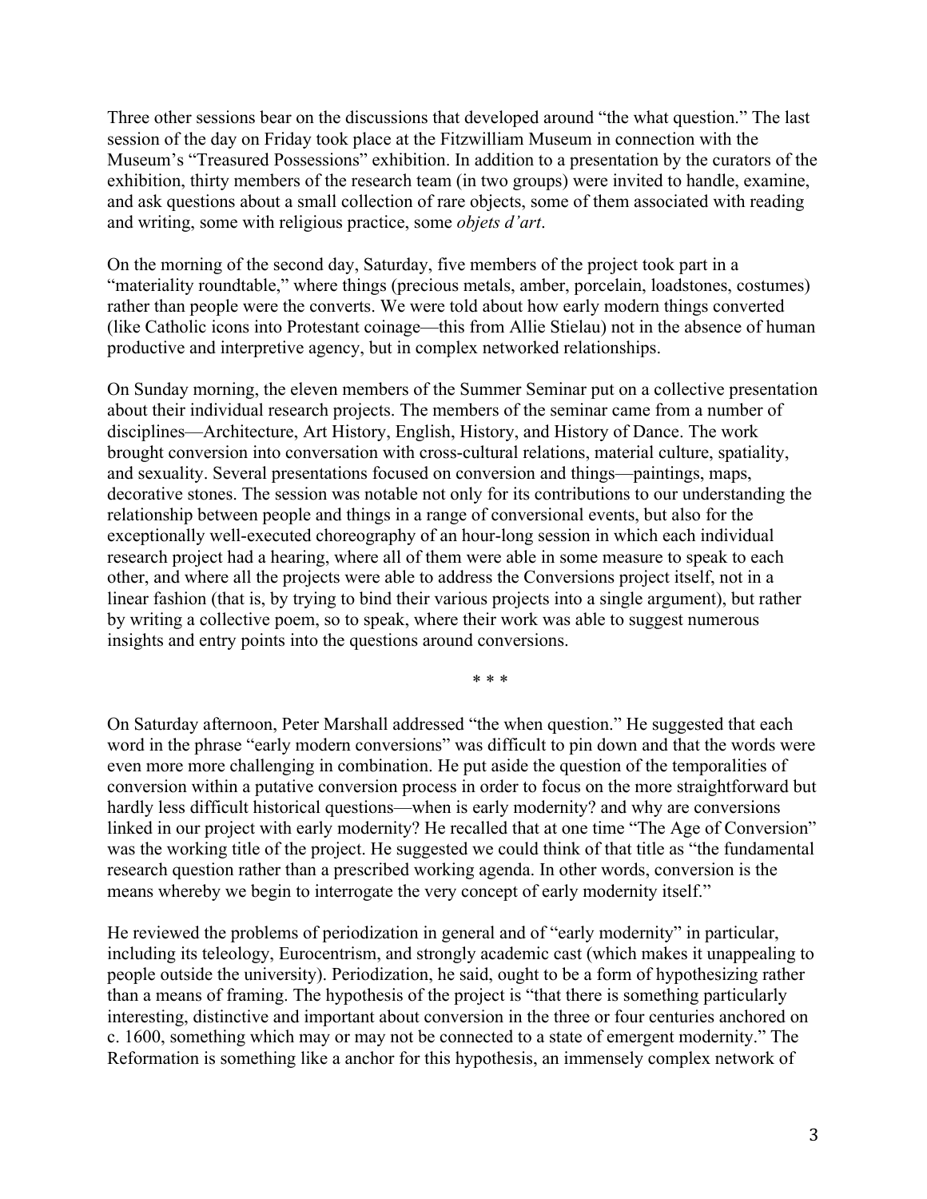Three other sessions bear on the discussions that developed around "the what question." The last session of the day on Friday took place at the Fitzwilliam Museum in connection with the Museum's "Treasured Possessions" exhibition. In addition to a presentation by the curators of the exhibition, thirty members of the research team (in two groups) were invited to handle, examine, and ask questions about a small collection of rare objects, some of them associated with reading and writing, some with religious practice, some *objets d'art*.

On the morning of the second day, Saturday, five members of the project took part in a "materiality roundtable," where things (precious metals, amber, porcelain, loadstones, costumes) rather than people were the converts. We were told about how early modern things converted (like Catholic icons into Protestant coinage—this from Allie Stielau) not in the absence of human productive and interpretive agency, but in complex networked relationships.

On Sunday morning, the eleven members of the Summer Seminar put on a collective presentation about their individual research projects. The members of the seminar came from a number of disciplines—Architecture, Art History, English, History, and History of Dance. The work brought conversion into conversation with cross-cultural relations, material culture, spatiality, and sexuality. Several presentations focused on conversion and things—paintings, maps, decorative stones. The session was notable not only for its contributions to our understanding the relationship between people and things in a range of conversional events, but also for the exceptionally well-executed choreography of an hour-long session in which each individual research project had a hearing, where all of them were able in some measure to speak to each other, and where all the projects were able to address the Conversions project itself, not in a linear fashion (that is, by trying to bind their various projects into a single argument), but rather by writing a collective poem, so to speak, where their work was able to suggest numerous insights and entry points into the questions around conversions.

\* \* \*

On Saturday afternoon, Peter Marshall addressed "the when question." He suggested that each word in the phrase "early modern conversions" was difficult to pin down and that the words were even more more challenging in combination. He put aside the question of the temporalities of conversion within a putative conversion process in order to focus on the more straightforward but hardly less difficult historical questions—when is early modernity? and why are conversions linked in our project with early modernity? He recalled that at one time "The Age of Conversion" was the working title of the project. He suggested we could think of that title as "the fundamental research question rather than a prescribed working agenda. In other words, conversion is the means whereby we begin to interrogate the very concept of early modernity itself."

He reviewed the problems of periodization in general and of "early modernity" in particular, including its teleology, Eurocentrism, and strongly academic cast (which makes it unappealing to people outside the university). Periodization, he said, ought to be a form of hypothesizing rather than a means of framing. The hypothesis of the project is "that there is something particularly interesting, distinctive and important about conversion in the three or four centuries anchored on c. 1600, something which may or may not be connected to a state of emergent modernity." The Reformation is something like a anchor for this hypothesis, an immensely complex network of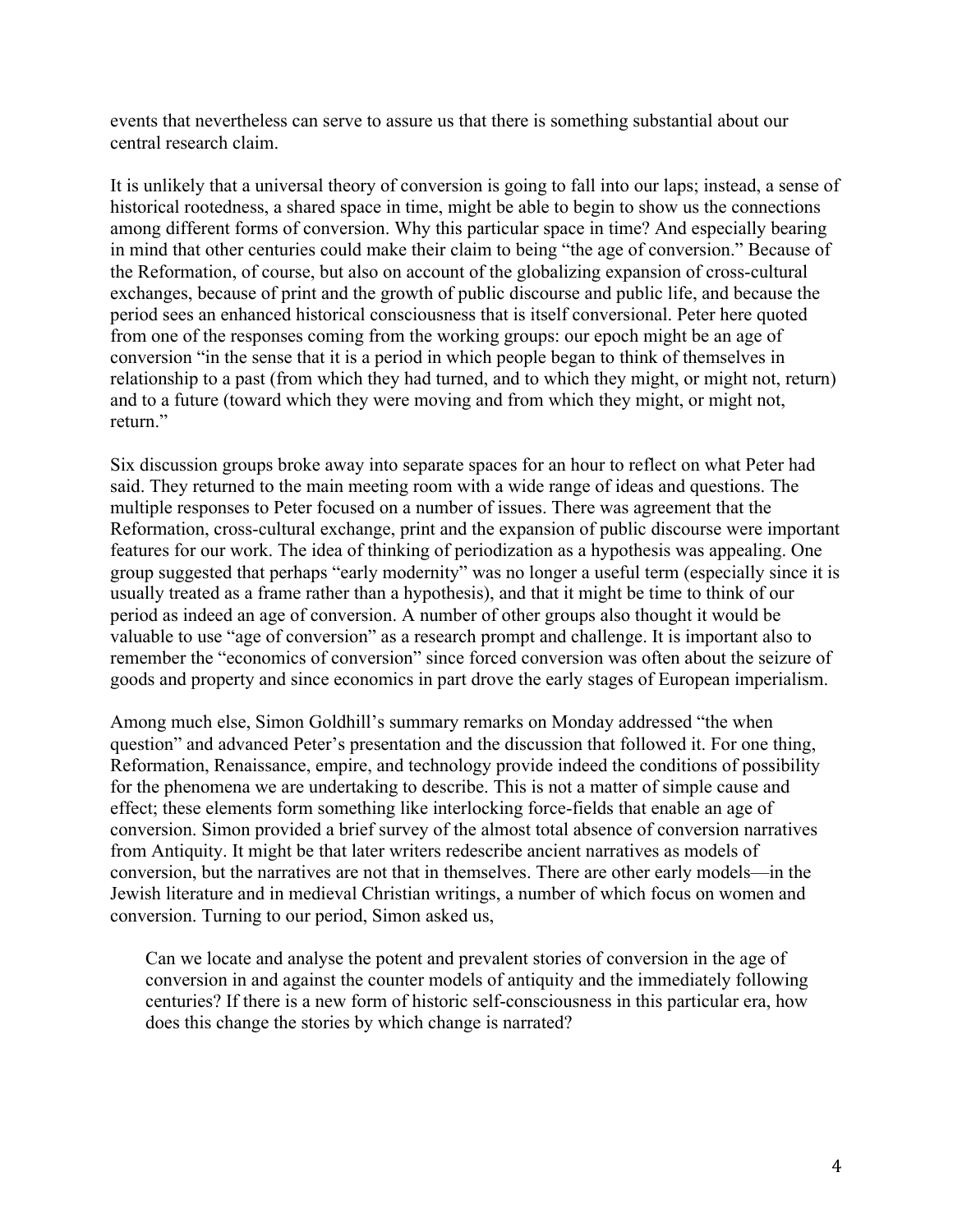events that nevertheless can serve to assure us that there is something substantial about our central research claim.

It is unlikely that a universal theory of conversion is going to fall into our laps; instead, a sense of historical rootedness, a shared space in time, might be able to begin to show us the connections among different forms of conversion. Why this particular space in time? And especially bearing in mind that other centuries could make their claim to being "the age of conversion." Because of the Reformation, of course, but also on account of the globalizing expansion of cross-cultural exchanges, because of print and the growth of public discourse and public life, and because the period sees an enhanced historical consciousness that is itself conversional. Peter here quoted from one of the responses coming from the working groups: our epoch might be an age of conversion "in the sense that it is a period in which people began to think of themselves in relationship to a past (from which they had turned, and to which they might, or might not, return) and to a future (toward which they were moving and from which they might, or might not, return."

Six discussion groups broke away into separate spaces for an hour to reflect on what Peter had said. They returned to the main meeting room with a wide range of ideas and questions. The multiple responses to Peter focused on a number of issues. There was agreement that the Reformation, cross-cultural exchange, print and the expansion of public discourse were important features for our work. The idea of thinking of periodization as a hypothesis was appealing. One group suggested that perhaps "early modernity" was no longer a useful term (especially since it is usually treated as a frame rather than a hypothesis), and that it might be time to think of our period as indeed an age of conversion. A number of other groups also thought it would be valuable to use "age of conversion" as a research prompt and challenge. It is important also to remember the "economics of conversion" since forced conversion was often about the seizure of goods and property and since economics in part drove the early stages of European imperialism.

Among much else, Simon Goldhill's summary remarks on Monday addressed "the when question" and advanced Peter's presentation and the discussion that followed it. For one thing, Reformation, Renaissance, empire, and technology provide indeed the conditions of possibility for the phenomena we are undertaking to describe. This is not a matter of simple cause and effect; these elements form something like interlocking force-fields that enable an age of conversion. Simon provided a brief survey of the almost total absence of conversion narratives from Antiquity. It might be that later writers redescribe ancient narratives as models of conversion, but the narratives are not that in themselves. There are other early models—in the Jewish literature and in medieval Christian writings, a number of which focus on women and conversion. Turning to our period, Simon asked us,

> Can we locate and analyse the potent and prevalent stories of conversion in the age of conversion in and against the counter models of antiquity and the immediately following centuries? If there is a new form of historic self-consciousness in this particular era, how does this change the stories by which change is narrated?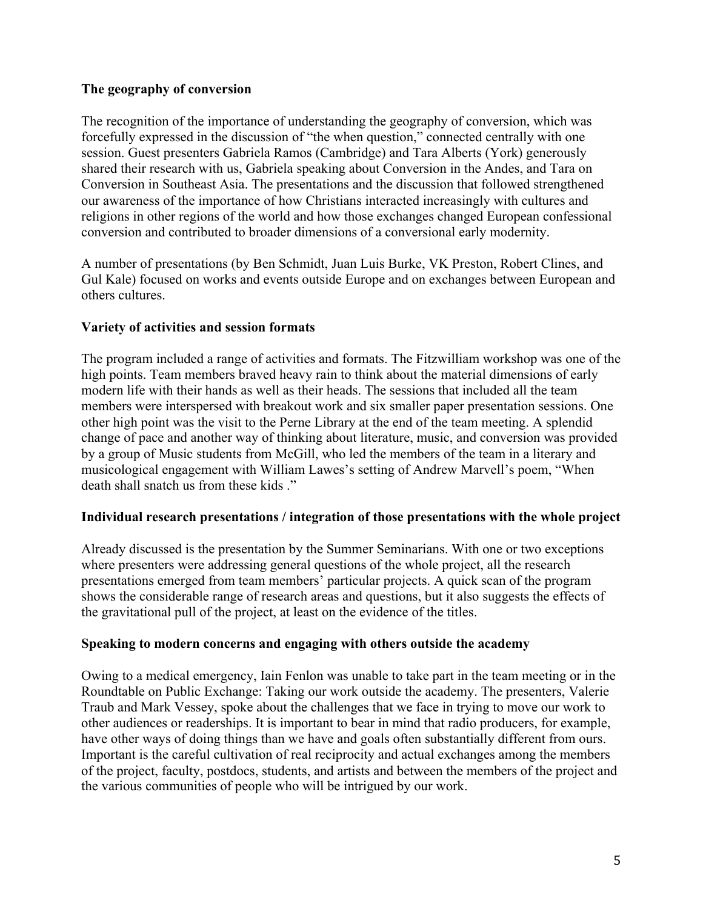**The geography of conversion**

The recognition of the importance of understanding the geography of conversion, which was forcefully expressed in the discussion of "the when question," connected centrally with one session. Guest presenters Gabriela Ramos (Cambridge) and Tara Alberts (York) generously shared their research with us, Gabriela speaking about Conversion in the Andes, and Tara on Conversion in Southeast Asia. The presentations and the discussion that followed strengthened our awareness of the importance of how Christians interacted increasingly with cultures and religions in other regions of the world and how those exchanges changed European confessional conversion and contributed to broader dimensions of a conversional early modernity.

A number of presentations (by Ben Schmidt, Juan Luis Burke, VK Preston, Robert Clines, and Gul Kale) focused on works and events outside Europe and on exchanges between European and others cultures.

**Variety of activities and session formats**

The program included a range of activities and formats. The Fitzwilliam workshop was one of the high points. Team members braved heavy rain to think about the material dimensions of early modern life with their hands as well as their heads. The sessions that included all the team members were interspersed with breakout work and six smaller paper presentation sessions. One other high point was the visit to the Perne Library at the end of the team meeting. A splendid change of pace and another way of thinking about literature, music, and conversion was provided by a group of Music students from McGill, who led the members of the team in a literary and musicological engagement with William Lawes's setting of Andrew Marvell's poem, "When death shall snatch us from these kids ."

**Individual research presentations / integration of those presentations with the whole project**

Already discussed is the presentation by the Summer Seminarians. With one or two exceptions where presenters were addressing general questions of the whole project, all the research presentations emerged from team members' particular projects. A quick scan of the program shows the considerable range of research areas and questions, but it also suggests the effects of the gravitational pull of the project, at least on the evidence of the titles.

**Speaking to modern concerns and engaging with others outside the academy**

Owing to a medical emergency, Iain Fenlon was unable to take part in the team meeting or in the Roundtable on Public Exchange: Taking our work outside the academy. The presenters, Valerie Traub and Mark Vessey, spoke about the challenges that we face in trying to move our work to other audiences or readerships. It is important to bear in mind that radio producers, for example, have other ways of doing things than we have and goals often substantially different from ours. Important is the careful cultivation of real reciprocity and actual exchanges among the members of the project, faculty, postdocs, students, and artists and between the members of the project and the various communities of people who will be intrigued by our work.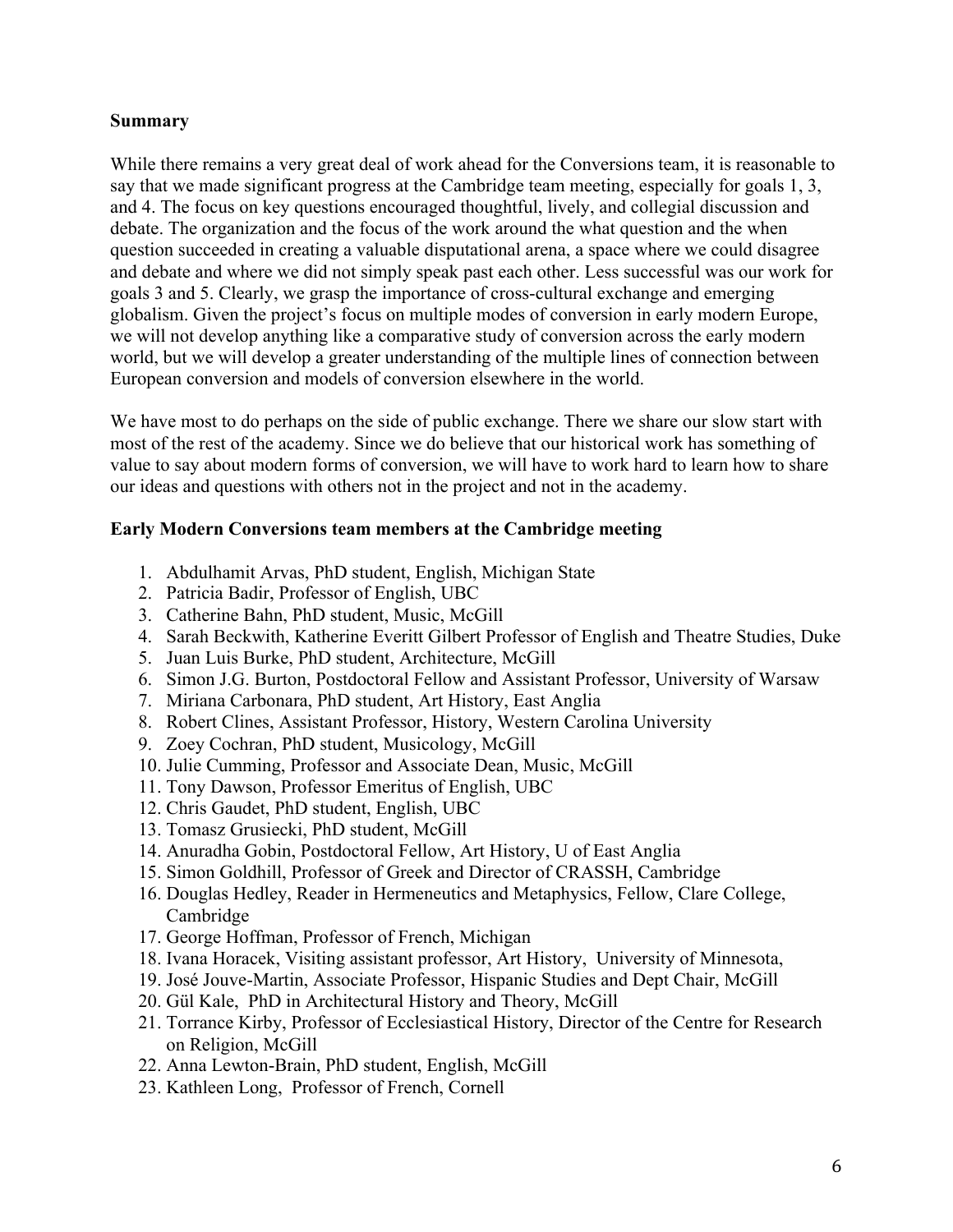### Summary

While there remains a very great deal of work ahead for the Conversions team, it is reasonable to say that we made significant progress at the Cambridge team meeting, especially for goals 1, 3, and 4. The focus on key questions encouraged thoughtful, lively, and collegial discussion and debate. The organization and the focus of the work around the what question and the when question succeeded in creating a valuable disputational arena, a space where we could disagree and debate and where we did not simply speak past each other. Less successful was our work for goals 3 and 5. Clearly, we grasp the importance of cross-cultural exchange and emerging globalism. Given the project's focus on multiple modes of conversion in early modern Europe, we will not develop anything like a comparative study of conversion across the early modern world, but we will develop a greater understanding of the multiple lines of connection between European conversion and models of conversion elsewhere in the world.

We have most to do perhaps on the side of public exchange. There we share our slow start with most of the rest of the academy. Since we do believe that our historical work has something of value to say about modern forms of conversion, we will have to work hard to learn how to share our ideas and questions with others not in the project and not in the academy.

### Early Modern Conversions team members at the Cambridge meeting

1. Abdulhamit Arvas, PhD student, English, Michigan State
2. Patricia Badir, Professor of English, UBC
3. Catherine Bahn, PhD student, Music, McGill
4. Sarah Beckwith, Katherine Everitt Gilbert Professor of English and Theatre Studies, Duke
5. Juan Luis Burke, PhD student, Architecture, McGill
6. Simon J.G. Burton, Postdoctoral Fellow and Assistant Professor, University of Warsaw
7. Miriana Carbonara, PhD student, Art History, East Anglia
8. Robert Clines, Assistant Professor, History, Western Carolina University
9. Zoey Cochran, PhD student, Musicology, McGill
10. Julie Cumming, Professor and Associate Dean, Music, McGill
11. Tony Dawson, Professor Emeritus of English, UBC
12. Chris Gaudet, PhD student, English, UBC
13. Tomasz Grusiecki, PhD student, McGill
14. Anuradha Gobin, Postdoctoral Fellow, Art History, U of East Anglia
15. Simon Goldhill, Professor of Greek and Director of CRASSH, Cambridge
16. Douglas Hedley, Reader in Hermeneutics and Metaphysics, Fellow, Clare College, Cambridge
17. George Hoffman, Professor of French, Michigan
18. Ivana Horacek, Visiting assistant professor, Art History, University of Minnesota,
19. José Jouve-Martin, Associate Professor, Hispanic Studies and Dept Chair, McGill
20. Gül Kale, PhD in Architectural History and Theory, McGill
21. Torrance Kirby, Professor of Ecclesiastical History, Director of the Centre for Research on Religion, McGill
22. Anna Lewton-Brain, PhD student, English, McGill
23. Kathleen Long, Professor of French, Cornell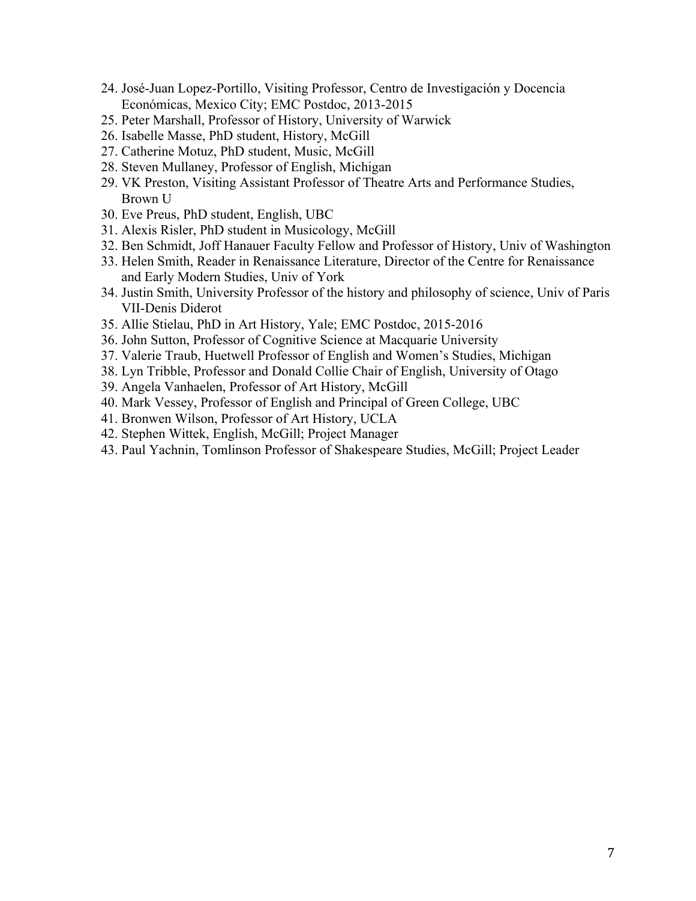24. José-Juan Lopez-Portillo, Visiting Professor, Centro de Investigación y Docencia Económicas, Mexico City; EMC Postdoc, 2013-2015
25. Peter Marshall, Professor of History, University of Warwick
26. Isabelle Masse, PhD student, History, McGill
27. Catherine Motuz, PhD student, Music, McGill
28. Steven Mullaney, Professor of English, Michigan
29. VK Preston, Visiting Assistant Professor of Theatre Arts and Performance Studies, Brown U
30. Eve Preus, PhD student, English, UBC
31. Alexis Risler, PhD student in Musicology, McGill
32. Ben Schmidt, Joff Hanauer Faculty Fellow and Professor of History, Univ of Washington
33. Helen Smith, Reader in Renaissance Literature, Director of the Centre for Renaissance and Early Modern Studies, Univ of York
34. Justin Smith, University Professor of the history and philosophy of science, Univ of Paris VII-Denis Diderot
35. Allie Stielau, PhD in Art History, Yale; EMC Postdoc, 2015-2016
36. John Sutton, Professor of Cognitive Science at Macquarie University
37. Valerie Traub, Huetwell Professor of English and Women's Studies, Michigan
38. Lyn Tribble, Professor and Donald Collie Chair of English, University of Otago
39. Angela Vanhaelen, Professor of Art History, McGill
40. Mark Vessey, Professor of English and Principal of Green College, UBC
41. Bronwen Wilson, Professor of Art History, UCLA
42. Stephen Wittek, English, McGill; Project Manager
43. Paul Yachnin, Tomlinson Professor of Shakespeare Studies, McGill; Project Leader